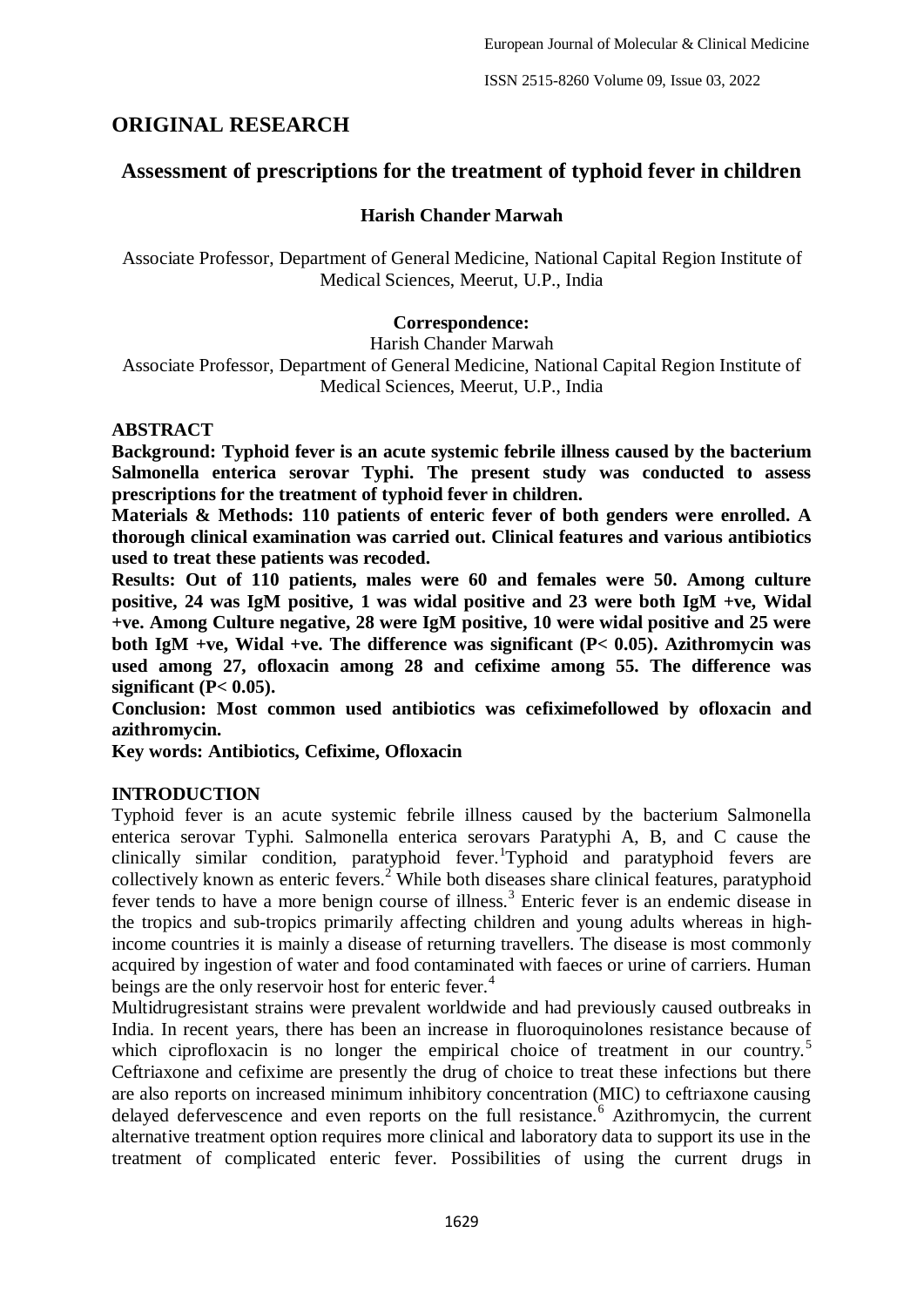## ORIGINAL RESEARCH

# Assessment of prescriptions for the treatment of typhoid fever in children

**Harish Chander Marwah**

Associate Professor, Department of General Medicine, National Capital Region Institute of Medical Sciences, Meerut, U.P., India

**Correspondence:**
Harish Chander Marwah
Associate Professor, Department of General Medicine, National Capital Region Institute of Medical Sciences, Meerut, U.P., India

### ABSTRACT

**Background: Typhoid fever is an acute systemic febrile illness caused by the bacterium Salmonella enterica serovar Typhi. The present study was conducted to assess prescriptions for the treatment of typhoid fever in children.**

**Materials & Methods: 110 patients of enteric fever of both genders were enrolled. A thorough clinical examination was carried out. Clinical features and various antibiotics used to treat these patients was recoded.**

**Results: Out of 110 patients, males were 60 and females were 50. Among culture positive, 24 was IgM positive, 1 was widal positive and 23 were both IgM +ve, Widal +ve. Among Culture negative, 28 were IgM positive, 10 were widal positive and 25 were both IgM +ve, Widal +ve. The difference was significant (P< 0.05). Azithromycin was used among 27, ofloxacin among 28 and cefixime among 55. The difference was significant (P< 0.05).**

**Conclusion: Most common used antibiotics was cefiximefollowed by ofloxacin and azithromycin.**

**Key words: Antibiotics, Cefixime, Ofloxacin**

### INTRODUCTION

Typhoid fever is an acute systemic febrile illness caused by the bacterium Salmonella enterica serovar Typhi. Salmonella enterica serovars Paratyphi A, B, and C cause the clinically similar condition, paratyphoid fever.[1]Typhoid and paratyphoid fevers are collectively known as enteric fevers.[2] While both diseases share clinical features, paratyphoid fever tends to have a more benign course of illness.[3] Enteric fever is an endemic disease in the tropics and sub-tropics primarily affecting children and young adults whereas in high-income countries it is mainly a disease of returning travellers. The disease is most commonly acquired by ingestion of water and food contaminated with faeces or urine of carriers. Human beings are the only reservoir host for enteric fever.[4]

Multidrugresistant strains were prevalent worldwide and had previously caused outbreaks in India. In recent years, there has been an increase in fluoroquinolones resistance because of which ciprofloxacin is no longer the empirical choice of treatment in our country.[5] Ceftriaxone and cefixime are presently the drug of choice to treat these infections but there are also reports on increased minimum inhibitory concentration (MIC) to ceftriaxone causing delayed defervescence and even reports on the full resistance.[6] Azithromycin, the current alternative treatment option requires more clinical and laboratory data to support its use in the treatment of complicated enteric fever. Possibilities of using the current drugs in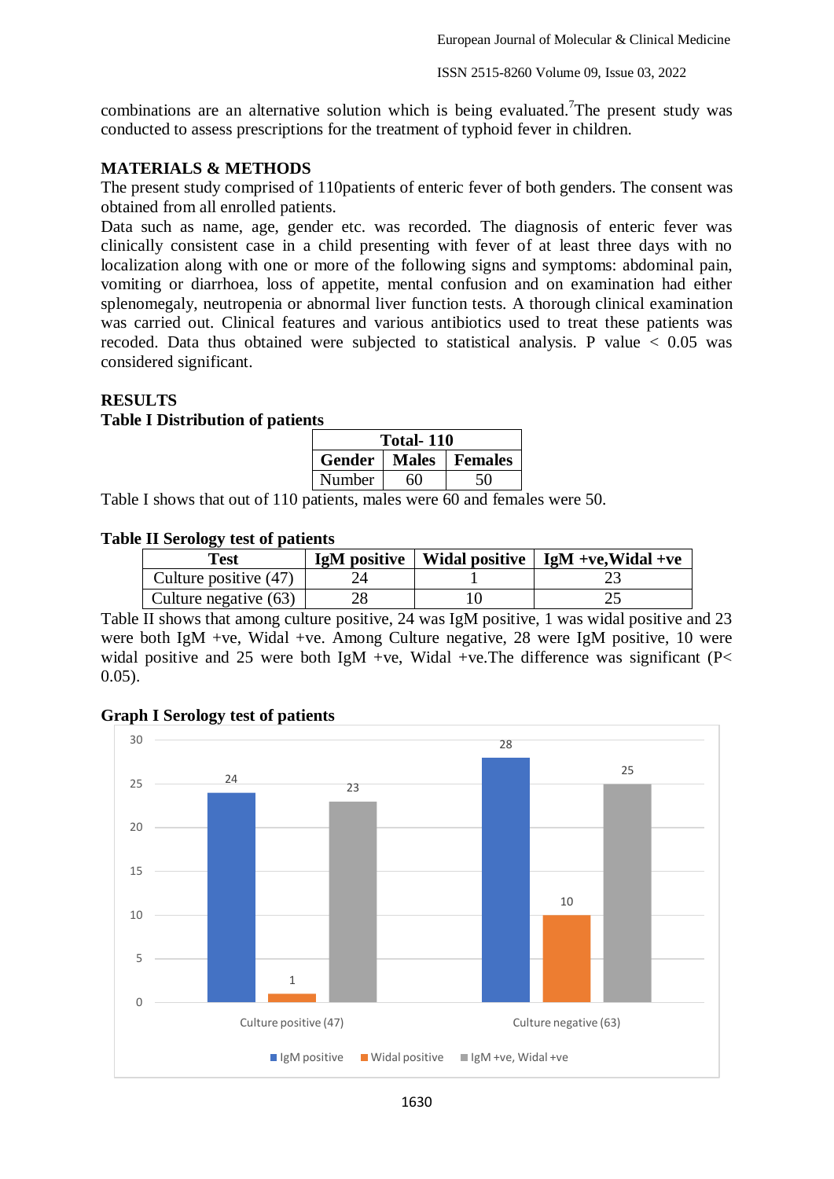combinations are an alternative solution which is being evaluated.[7] The present study was conducted to assess prescriptions for the treatment of typhoid fever in children.

## MATERIALS & METHODS

The present study comprised of 110patients of enteric fever of both genders. The consent was obtained from all enrolled patients.

Data such as name, age, gender etc. was recorded. The diagnosis of enteric fever was clinically consistent case in a child presenting with fever of at least three days with no localization along with one or more of the following signs and symptoms: abdominal pain, vomiting or diarrhoea, loss of appetite, mental confusion and on examination had either splenomegaly, neutropenia or abnormal liver function tests. A thorough clinical examination was carried out. Clinical features and various antibiotics used to treat these patients was recoded. Data thus obtained were subjected to statistical analysis. P value < 0.05 was considered significant.

## RESULTS

**Table I Distribution of patients**

| Total- 110 | | |
|---|---|---|
| Gender | Males | Females |
| Number | 60 | 50 |

Table I shows that out of 110 patients, males were 60 and females were 50.

**Table II Serology test of patients**

| Test | IgM positive | Widal positive | IgM +ve,Widal +ve |
|---|---|---|---|
| Culture positive (47) | 24 | 1 | 23 |
| Culture negative (63) | 28 | 10 | 25 |

Table II shows that among culture positive, 24 was IgM positive, 1 was widal positive and 23 were both IgM +ve, Widal +ve. Among Culture negative, 28 were IgM positive, 10 were widal positive and 25 were both IgM +ve, Widal +ve.The difference was significant (P< 0.05).

**Graph I Serology test of patients**

| | IgM positive | Widal positive | IgM +ve, Widal +ve |
|---|---|---|---|
| Culture positive (47) | 24 | 1 | 23 |
| Culture negative (63) | 28 | 10 | 25 |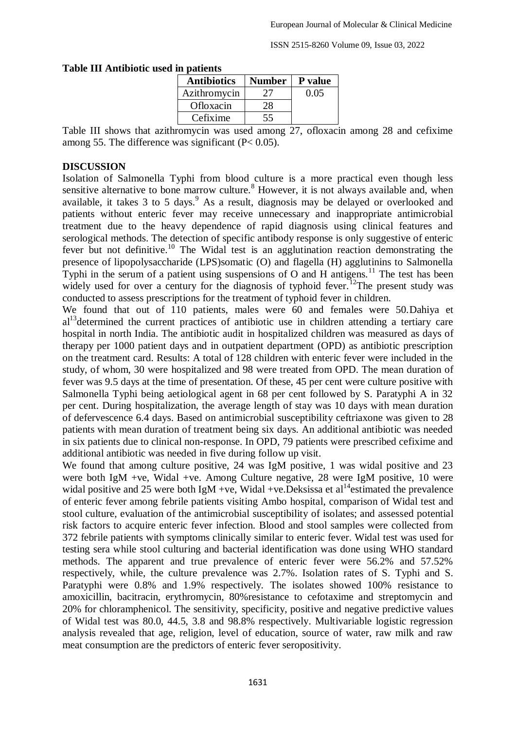**Table III Antibiotic used in patients**

| Antibiotics | Number | P value |
|---|---|---|
| Azithromycin | 27 | 0.05 |
| Ofloxacin | 28 | |
| Cefixime | 55 | |

Table III shows that azithromycin was used among 27, ofloxacin among 28 and cefixime among 55. The difference was significant ($P < 0.05$).

## DISCUSSION

Isolation of Salmonella Typhi from blood culture is a more practical even though less sensitive alternative to bone marrow culture.[8] However, it is not always available and, when available, it takes 3 to 5 days.[9] As a result, diagnosis may be delayed or overlooked and patients without enteric fever may receive unnecessary and inappropriate antimicrobial treatment due to the heavy dependence of rapid diagnosis using clinical features and serological methods. The detection of specific antibody response is only suggestive of enteric fever but not definitive.[10] The Widal test is an agglutination reaction demonstrating the presence of lipopolysaccharide (LPS)somatic (O) and flagella (H) agglutinins to Salmonella Typhi in the serum of a patient using suspensions of O and H antigens.[11] The test has been widely used for over a century for the diagnosis of typhoid fever.[12]The present study was conducted to assess prescriptions for the treatment of typhoid fever in children.

We found that out of 110 patients, males were 60 and females were 50.Dahiya et al[13]determined the current practices of antibiotic use in children attending a tertiary care hospital in north India. The antibiotic audit in hospitalized children was measured as days of therapy per 1000 patient days and in outpatient department (OPD) as antibiotic prescription on the treatment card. Results: A total of 128 children with enteric fever were included in the study, of whom, 30 were hospitalized and 98 were treated from OPD. The mean duration of fever was 9.5 days at the time of presentation. Of these, 45 per cent were culture positive with Salmonella Typhi being aetiological agent in 68 per cent followed by S. Paratyphi A in 32 per cent. During hospitalization, the average length of stay was 10 days with mean duration of defervescence 6.4 days. Based on antimicrobial susceptibility ceftriaxone was given to 28 patients with mean duration of treatment being six days. An additional antibiotic was needed in six patients due to clinical non-response. In OPD, 79 patients were prescribed cefixime and additional antibiotic was needed in five during follow up visit.

We found that among culture positive, 24 was IgM positive, 1 was widal positive and 23 were both IgM +ve, Widal +ve. Among Culture negative, 28 were IgM positive, 10 were widal positive and 25 were both IgM +ve, Widal +ve.Deksissa et al[14]estimated the prevalence of enteric fever among febrile patients visiting Ambo hospital, comparison of Widal test and stool culture, evaluation of the antimicrobial susceptibility of isolates; and assessed potential risk factors to acquire enteric fever infection. Blood and stool samples were collected from 372 febrile patients with symptoms clinically similar to enteric fever. Widal test was used for testing sera while stool culturing and bacterial identification was done using WHO standard methods. The apparent and true prevalence of enteric fever were 56.2% and 57.52% respectively, while, the culture prevalence was 2.7%. Isolation rates of S. Typhi and S. Paratyphi were 0.8% and 1.9% respectively. The isolates showed 100% resistance to amoxicillin, bacitracin, erythromycin, 80%resistance to cefotaxime and streptomycin and 20% for chloramphenicol. The sensitivity, specificity, positive and negative predictive values of Widal test was 80.0, 44.5, 3.8 and 98.8% respectively. Multivariable logistic regression analysis revealed that age, religion, level of education, source of water, raw milk and raw meat consumption are the predictors of enteric fever seropositivity.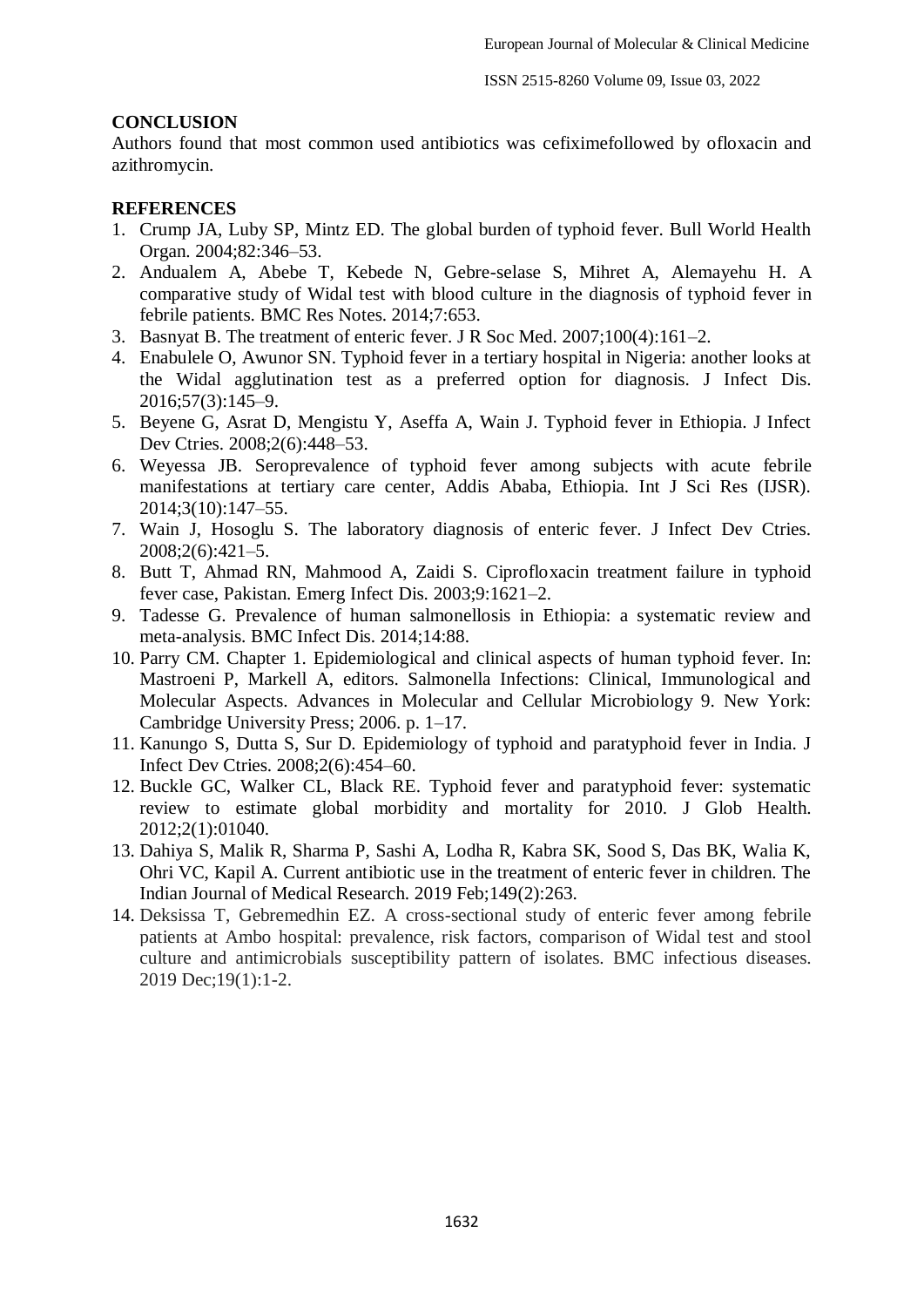## CONCLUSION

Authors found that most common used antibiotics was cefiximefollowed by ofloxacin and azithromycin.

## REFERENCES

1. Crump JA, Luby SP, Mintz ED. The global burden of typhoid fever. Bull World Health Organ. 2004;82:346–53.
2. Andualem A, Abebe T, Kebede N, Gebre-selase S, Mihret A, Alemayehu H. A comparative study of Widal test with blood culture in the diagnosis of typhoid fever in febrile patients. BMC Res Notes. 2014;7:653.
3. Basnyat B. The treatment of enteric fever. J R Soc Med. 2007;100(4):161–2.
4. Enabulele O, Awunor SN. Typhoid fever in a tertiary hospital in Nigeria: another looks at the Widal agglutination test as a preferred option for diagnosis. J Infect Dis. 2016;57(3):145–9.
5. Beyene G, Asrat D, Mengistu Y, Aseffa A, Wain J. Typhoid fever in Ethiopia. J Infect Dev Ctries. 2008;2(6):448–53.
6. Weyessa JB. Seroprevalence of typhoid fever among subjects with acute febrile manifestations at tertiary care center, Addis Ababa, Ethiopia. Int J Sci Res (IJSR). 2014;3(10):147–55.
7. Wain J, Hosoglu S. The laboratory diagnosis of enteric fever. J Infect Dev Ctries. 2008;2(6):421–5.
8. Butt T, Ahmad RN, Mahmood A, Zaidi S. Ciprofloxacin treatment failure in typhoid fever case, Pakistan. Emerg Infect Dis. 2003;9:1621–2.
9. Tadesse G. Prevalence of human salmonellosis in Ethiopia: a systematic review and meta-analysis. BMC Infect Dis. 2014;14:88.
10. Parry CM. Chapter 1. Epidemiological and clinical aspects of human typhoid fever. In: Mastroeni P, Markell A, editors. Salmonella Infections: Clinical, Immunological and Molecular Aspects. Advances in Molecular and Cellular Microbiology 9. New York: Cambridge University Press; 2006. p. 1–17.
11. Kanungo S, Dutta S, Sur D. Epidemiology of typhoid and paratyphoid fever in India. J Infect Dev Ctries. 2008;2(6):454–60.
12. Buckle GC, Walker CL, Black RE. Typhoid fever and paratyphoid fever: systematic review to estimate global morbidity and mortality for 2010. J Glob Health. 2012;2(1):01040.
13. Dahiya S, Malik R, Sharma P, Sashi A, Lodha R, Kabra SK, Sood S, Das BK, Walia K, Ohri VC, Kapil A. Current antibiotic use in the treatment of enteric fever in children. The Indian Journal of Medical Research. 2019 Feb;149(2):263.
14. Deksissa T, Gebremedhin EZ. A cross-sectional study of enteric fever among febrile patients at Ambo hospital: prevalence, risk factors, comparison of Widal test and stool culture and antimicrobials susceptibility pattern of isolates. BMC infectious diseases. 2019 Dec;19(1):1-2.